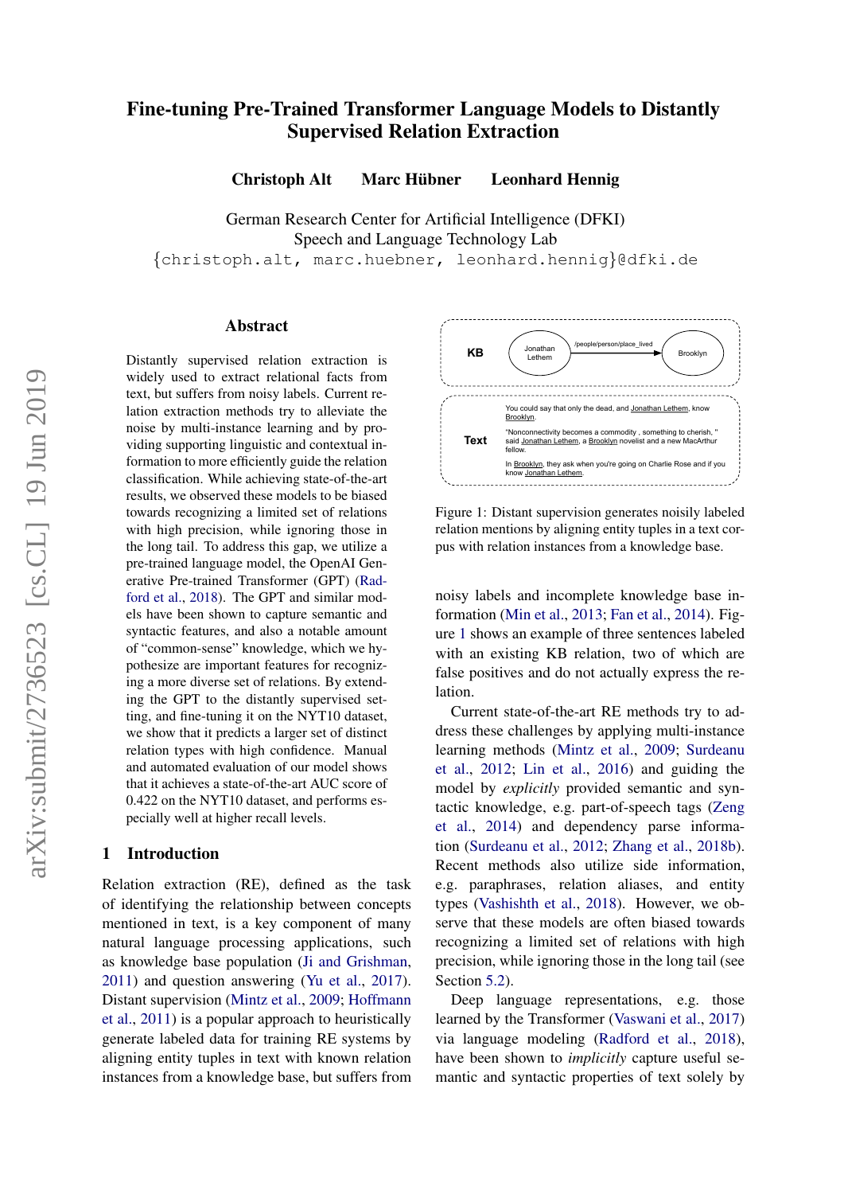# Fine-tuning Pre-Trained Transformer Language Models to Distantly Supervised Relation Extraction

**Christoph Alt   Marc Hübner   Leonhard Hennig**

German Research Center for Artificial Intelligence (DFKI)
Speech and Language Technology Lab
{christoph.alt, marc.huebner, leonhard.hennig}@dfki.de

## Abstract

Distantly supervised relation extraction is widely used to extract relational facts from text, but suffers from noisy labels. Current relation extraction methods try to alleviate the noise by multi-instance learning and by providing supporting linguistic and contextual information to more efficiently guide the relation classification. While achieving state-of-the-art results, we observed these models to be biased towards recognizing a limited set of relations with high precision, while ignoring those in the long tail. To address this gap, we utilize a pre-trained language model, the OpenAI Generative Pre-trained Transformer (GPT) (Radford et al., 2018). The GPT and similar models have been shown to capture semantic and syntactic features, and also a notable amount of "common-sense" knowledge, which we hypothesize are important features for recognizing a more diverse set of relations. By extending the GPT to the distantly supervised setting, and fine-tuning it on the NYT10 dataset, we show that it predicts a larger set of distinct relation types with high confidence. Manual and automated evaluation of our model shows that it achieves a state-of-the-art AUC score of 0.422 on the NYT10 dataset, and performs especially well at higher recall levels.

## 1 Introduction

Relation extraction (RE), defined as the task of identifying the relationship between concepts mentioned in text, is a key component of many natural language processing applications, such as knowledge base population (Ji and Grishman, 2011) and question answering (Yu et al., 2017). Distant supervision (Mintz et al., 2009; Hoffmann et al., 2011) is a popular approach to heuristically generate labeled data for training RE systems by aligning entity tuples in text with known relation instances from a knowledge base, but suffers from noisy labels and incomplete knowledge base information (Min et al., 2013; Fan et al., 2014). Figure 1 shows an example of three sentences labeled with an existing KB relation, two of which are false positives and do not actually express the relation.

| | |
|---|---|
| **KB** | Jonathan Lethem —/people/person/place_lived→ Brooklyn |
| **Text** | You could say that only the dead, and Jonathan Lethem, know Brooklyn.<br>"Nonconnectivity becomes a commodity , something to cherish, " said Jonathan Lethem, a Brooklyn novelist and a new MacArthur fellow.<br>In Brooklyn, they ask when you're going on Charlie Rose and if you know Jonathan Lethem. |

Figure 1: Distant supervision generates noisily labeled relation mentions by aligning entity tuples in a text corpus with relation instances from a knowledge base.

Current state-of-the-art RE methods try to address these challenges by applying multi-instance learning methods (Mintz et al., 2009; Surdeanu et al., 2012; Lin et al., 2016) and guiding the model by *explicitly* provided semantic and syntactic knowledge, e.g. part-of-speech tags (Zeng et al., 2014) and dependency parse information (Surdeanu et al., 2012; Zhang et al., 2018b). Recent methods also utilize side information, e.g. paraphrases, relation aliases, and entity types (Vashishth et al., 2018). However, we observe that these models are often biased towards recognizing a limited set of relations with high precision, while ignoring those in the long tail (see Section 5.2).

Deep language representations, e.g. those learned by the Transformer (Vaswani et al., 2017) via language modeling (Radford et al., 2018), have been shown to *implicitly* capture useful semantic and syntactic properties of text solely by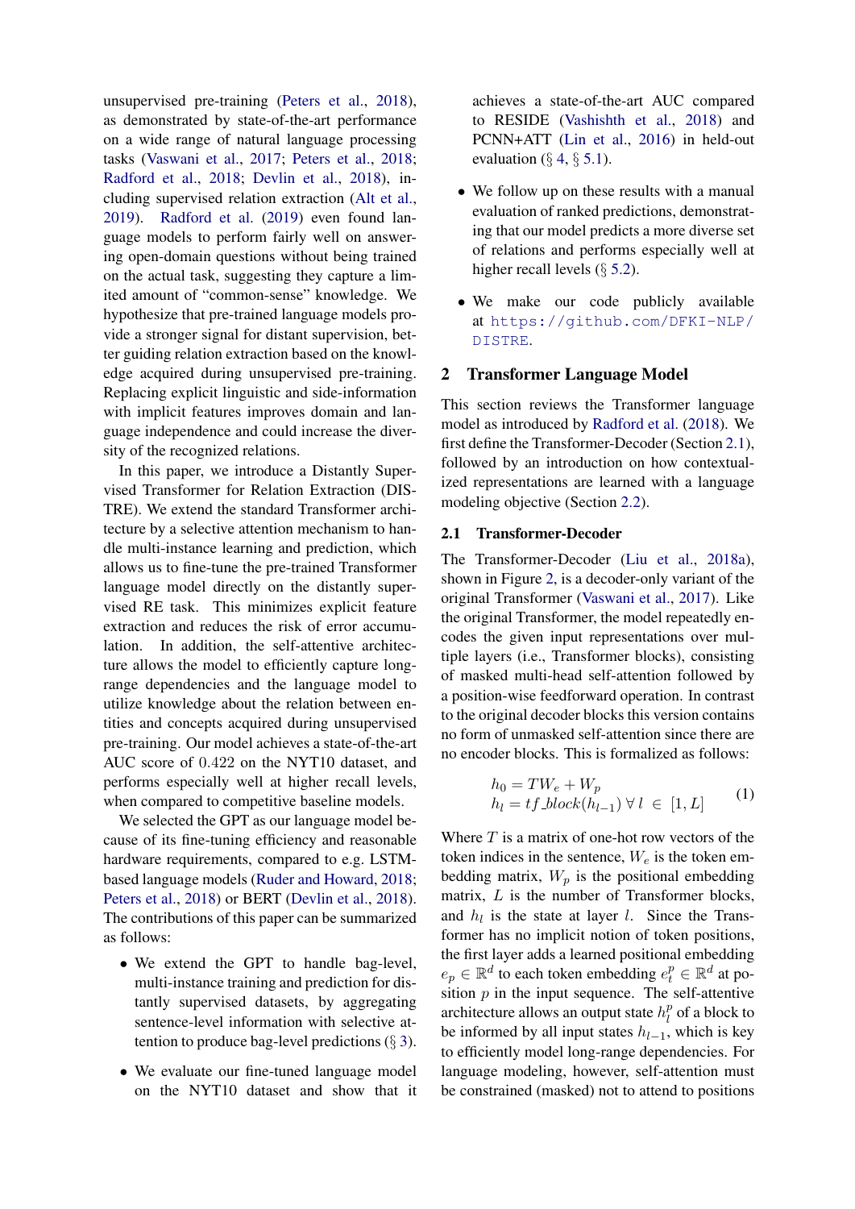unsupervised pre-training (Peters et al., 2018), as demonstrated by state-of-the-art performance on a wide range of natural language processing tasks (Vaswani et al., 2017; Peters et al., 2018; Radford et al., 2018; Devlin et al., 2018), including supervised relation extraction (Alt et al., 2019). Radford et al. (2019) even found language models to perform fairly well on answering open-domain questions without being trained on the actual task, suggesting they capture a limited amount of "common-sense" knowledge. We hypothesize that pre-trained language models provide a stronger signal for distant supervision, better guiding relation extraction based on the knowledge acquired during unsupervised pre-training. Replacing explicit linguistic and side-information with implicit features improves domain and language independence and could increase the diversity of the recognized relations.

In this paper, we introduce a Distantly Supervised Transformer for Relation Extraction (DISTRE). We extend the standard Transformer architecture by a selective attention mechanism to handle multi-instance learning and prediction, which allows us to fine-tune the pre-trained Transformer language model directly on the distantly supervised RE task. This minimizes explicit feature extraction and reduces the risk of error accumulation. In addition, the self-attentive architecture allows the model to efficiently capture long-range dependencies and the language model to utilize knowledge about the relation between entities and concepts acquired during unsupervised pre-training. Our model achieves a state-of-the-art AUC score of $0.422$ on the NYT10 dataset, and performs especially well at higher recall levels, when compared to competitive baseline models.

We selected the GPT as our language model because of its fine-tuning efficiency and reasonable hardware requirements, compared to e.g. LSTM-based language models (Ruder and Howard, 2018; Peters et al., 2018) or BERT (Devlin et al., 2018). The contributions of this paper can be summarized as follows:

- We extend the GPT to handle bag-level, multi-instance training and prediction for distantly supervised datasets, by aggregating sentence-level information with selective attention to produce bag-level predictions (§ 3).
- We evaluate our fine-tuned language model on the NYT10 dataset and show that it achieves a state-of-the-art AUC compared to RESIDE (Vashishth et al., 2018) and PCNN+ATT (Lin et al., 2016) in held-out evaluation (§ 4, § 5.1).
- We follow up on these results with a manual evaluation of ranked predictions, demonstrating that our model predicts a more diverse set of relations and performs especially well at higher recall levels (§ 5.2).
- We make our code publicly available at https://github.com/DFKI-NLP/DISTRE.

## 2 Transformer Language Model

This section reviews the Transformer language model as introduced by Radford et al. (2018). We first define the Transformer-Decoder (Section 2.1), followed by an introduction on how contextualized representations are learned with a language modeling objective (Section 2.2).

### 2.1 Transformer-Decoder

The Transformer-Decoder (Liu et al., 2018a), shown in Figure 2, is a decoder-only variant of the original Transformer (Vaswani et al., 2017). Like the original Transformer, the model repeatedly encodes the given input representations over multiple layers (i.e., Transformer blocks), consisting of masked multi-head self-attention followed by a position-wise feedforward operation. In contrast to the original decoder blocks this version contains no form of unmasked self-attention since there are no encoder blocks. This is formalized as follows:

$$
\begin{aligned}
h_0 &= TW_e + W_p \\
h_l &= tf\_block(h_{l-1}) \; \forall \, l \in [1, L]
\end{aligned} \tag{1}
$$

Where $T$ is a matrix of one-hot row vectors of the token indices in the sentence, $W_e$ is the token embedding matrix, $W_p$ is the positional embedding matrix, $L$ is the number of Transformer blocks, and $h_l$ is the state at layer $l$. Since the Transformer has no implicit notion of token positions, the first layer adds a learned positional embedding $e_p \in \mathbb{R}^d$ to each token embedding $e_t^p \in \mathbb{R}^d$ at position $p$ in the input sequence. The self-attentive architecture allows an output state $h_l^p$ of a block to be informed by all input states $h_{l-1}$, which is key to efficiently model long-range dependencies. For language modeling, however, self-attention must be constrained (masked) not to attend to positions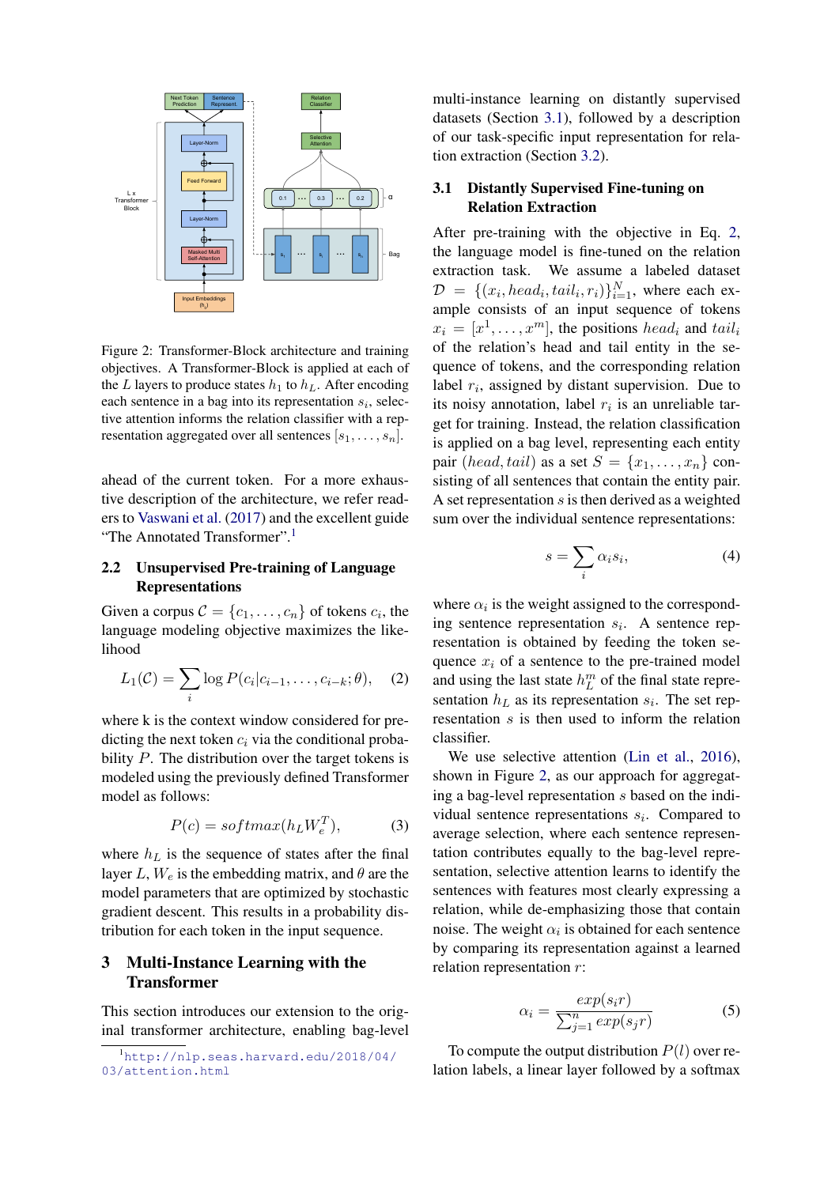Figure 2: Transformer-Block architecture and training objectives. A Transformer-Block is applied at each of the $L$ layers to produce states $h_1$ to $h_L$. After encoding each sentence in a bag into its representation $s_i$, selective attention informs the relation classifier with a representation aggregated over all sentences $[s_1, \ldots, s_n]$.

ahead of the current token. For a more exhaustive description of the architecture, we refer readers to Vaswani et al. (2017) and the excellent guide "The Annotated Transformer".[1]

## 2.2 Unsupervised Pre-training of Language Representations

Given a corpus $\mathcal{C} = \{c_1, \ldots, c_n\}$ of tokens $c_i$, the language modeling objective maximizes the likelihood

$$L_1(\mathcal{C}) = \sum_i \log P(c_i | c_{i-1}, \ldots, c_{i-k}; \theta), \quad (2)$$

where k is the context window considered for predicting the next token $c_i$ via the conditional probability $P$. The distribution over the target tokens is modeled using the previously defined Transformer model as follows:

$$P(c) = softmax(h_L W_e^T), \quad (3)$$

where $h_L$ is the sequence of states after the final layer $L$, $W_e$ is the embedding matrix, and $\theta$ are the model parameters that are optimized by stochastic gradient descent. This results in a probability distribution for each token in the input sequence.

# 3 Multi-Instance Learning with the Transformer

This section introduces our extension to the original transformer architecture, enabling bag-level multi-instance learning on distantly supervised datasets (Section 3.1), followed by a description of our task-specific input representation for relation extraction (Section 3.2).

## 3.1 Distantly Supervised Fine-tuning on Relation Extraction

After pre-training with the objective in Eq. 2, the language model is fine-tuned on the relation extraction task. We assume a labeled dataset $\mathcal{D} = \{(x_i, head_i, tail_i, r_i)\}_{i=1}^N$, where each example consists of an input sequence of tokens $x_i = [x^1, \ldots, x^m]$, the positions $head_i$ and $tail_i$ of the relation's head and tail entity in the sequence of tokens, and the corresponding relation label $r_i$, assigned by distant supervision. Due to its noisy annotation, label $r_i$ is an unreliable target for training. Instead, the relation classification is applied on a bag level, representing each entity pair $(head, tail)$ as a set $S = \{x_1, \ldots, x_n\}$ consisting of all sentences that contain the entity pair. A set representation $s$ is then derived as a weighted sum over the individual sentence representations:

$$s = \sum_i \alpha_i s_i, \quad (4)$$

where $\alpha_i$ is the weight assigned to the corresponding sentence representation $s_i$. A sentence representation is obtained by feeding the token sequence $x_i$ of a sentence to the pre-trained model and using the last state $h_L^m$ of the final state representation $h_L$ as its representation $s_i$. The set representation $s$ is then used to inform the relation classifier.

We use selective attention (Lin et al., 2016), shown in Figure 2, as our approach for aggregating a bag-level representation $s$ based on the individual sentence representations $s_i$. Compared to average selection, where each sentence representation contributes equally to the bag-level representation, selective attention learns to identify the sentences with features most clearly expressing a relation, while de-emphasizing those that contain noise. The weight $\alpha_i$ is obtained for each sentence by comparing its representation against a learned relation representation $r$:

$$\alpha_i = \frac{exp(s_i r)}{\sum_{j=1}^n exp(s_j r)} \quad (5)$$

To compute the output distribution $P(l)$ over relation labels, a linear layer followed by a softmax

[1] http://nlp.seas.harvard.edu/2018/04/03/attention.html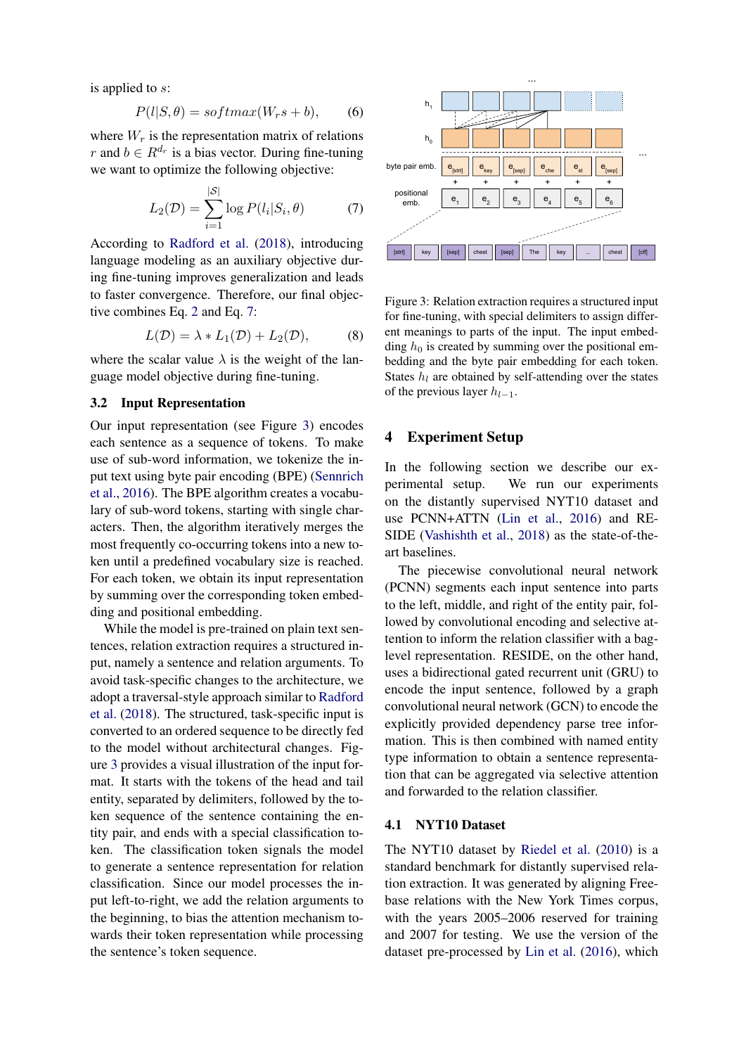is applied to $s$:

$$P(l|S, \theta) = softmax(W_r s + b), \qquad (6)$$

where $W_r$ is the representation matrix of relations $r$ and $b \in R^{d_r}$ is a bias vector. During fine-tuning we want to optimize the following objective:

$$L_2(\mathcal{D}) = \sum_{i=1}^{|S|} \log P(l_i|S_i, \theta) \qquad (7)$$

According to Radford et al. (2018), introducing language modeling as an auxiliary objective during fine-tuning improves generalization and leads to faster convergence. Therefore, our final objective combines Eq. 2 and Eq. 7:

$$L(\mathcal{D}) = \lambda * L_1(\mathcal{D}) + L_2(\mathcal{D}), \qquad (8)$$

where the scalar value $\lambda$ is the weight of the language model objective during fine-tuning.

### 3.2 Input Representation

Our input representation (see Figure 3) encodes each sentence as a sequence of tokens. To make use of sub-word information, we tokenize the input text using byte pair encoding (BPE) (Sennrich et al., 2016). The BPE algorithm creates a vocabulary of sub-word tokens, starting with single characters. Then, the algorithm iteratively merges the most frequently co-occurring tokens into a new token until a predefined vocabulary size is reached. For each token, we obtain its input representation by summing over the corresponding token embedding and positional embedding.

While the model is pre-trained on plain text sentences, relation extraction requires a structured input, namely a sentence and relation arguments. To avoid task-specific changes to the architecture, we adopt a traversal-style approach similar to Radford et al. (2018). The structured, task-specific input is converted to an ordered sequence to be directly fed to the model without architectural changes. Figure 3 provides a visual illustration of the input format. It starts with the tokens of the head and tail entity, separated by delimiters, followed by the token sequence of the sentence containing the entity pair, and ends with a special classification token. The classification token signals the model to generate a sentence representation for relation classification. Since our model processes the input left-to-right, we add the relation arguments to the beginning, to bias the attention mechanism towards their token representation while processing the sentence's token sequence.

Figure 3: Relation extraction requires a structured input for fine-tuning, with special delimiters to assign different meanings to parts of the input. The input embedding $h_0$ is created by summing over the positional embedding and the byte pair embedding for each token. States $h_l$ are obtained by self-attending over the states of the previous layer $h_{l-1}$.

## 4 Experiment Setup

In the following section we describe our experimental setup. We run our experiments on the distantly supervised NYT10 dataset and use PCNN+ATTN (Lin et al., 2016) and RESIDE (Vashishth et al., 2018) as the state-of-the-art baselines.

The piecewise convolutional neural network (PCNN) segments each input sentence into parts to the left, middle, and right of the entity pair, followed by convolutional encoding and selective attention to inform the relation classifier with a bag-level representation. RESIDE, on the other hand, uses a bidirectional gated recurrent unit (GRU) to encode the input sentence, followed by a graph convolutional neural network (GCN) to encode the explicitly provided dependency parse tree information. This is then combined with named entity type information to obtain a sentence representation that can be aggregated via selective attention and forwarded to the relation classifier.

### 4.1 NYT10 Dataset

The NYT10 dataset by Riedel et al. (2010) is a standard benchmark for distantly supervised relation extraction. It was generated by aligning Freebase relations with the New York Times corpus, with the years 2005–2006 reserved for training and 2007 for testing. We use the version of the dataset pre-processed by Lin et al. (2016), which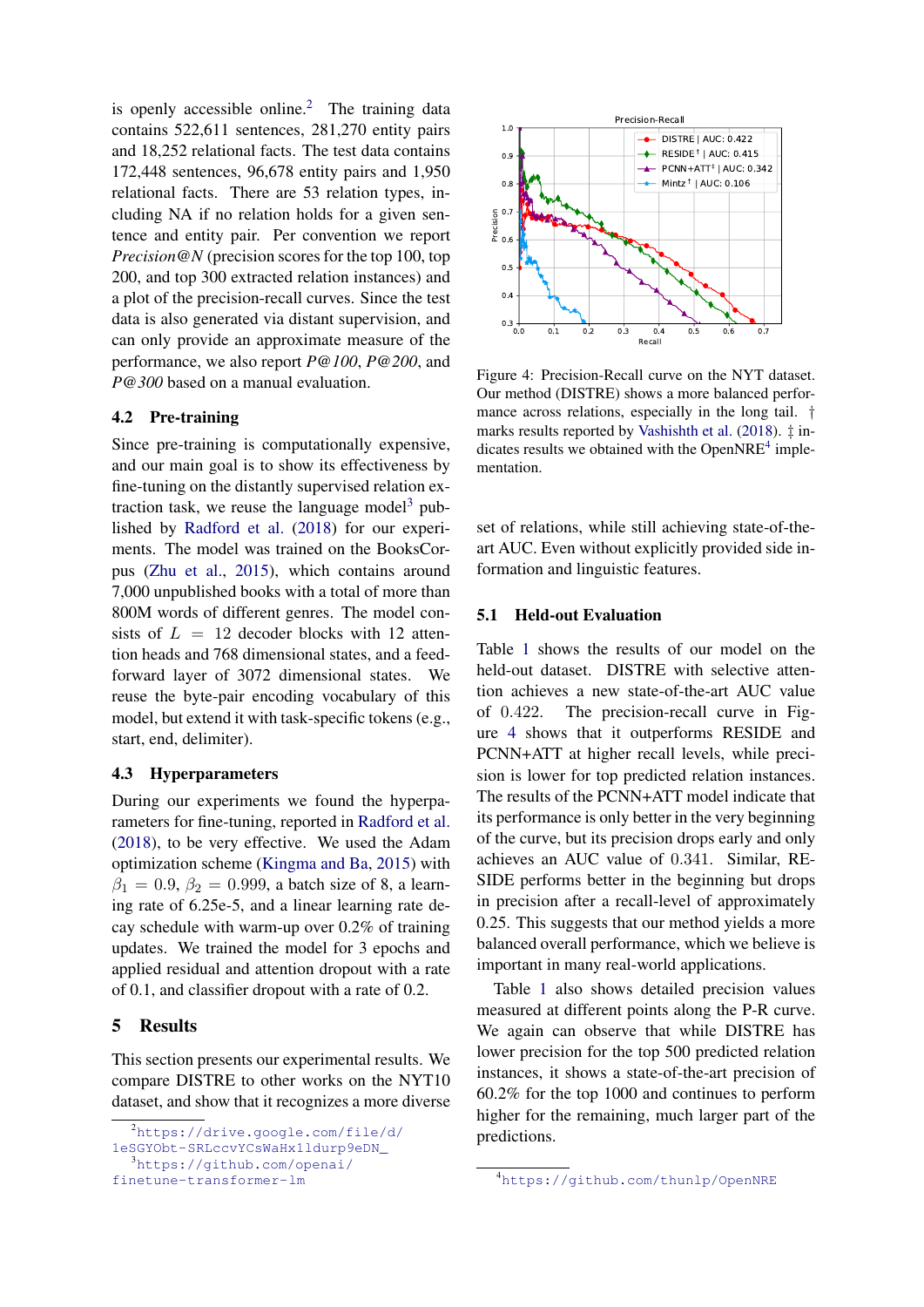is openly accessible online.[2] The training data contains 522,611 sentences, 281,270 entity pairs and 18,252 relational facts. The test data contains 172,448 sentences, 96,678 entity pairs and 1,950 relational facts. There are 53 relation types, including NA if no relation holds for a given sentence and entity pair. Per convention we report *Precision@N* (precision scores for the top 100, top 200, and top 300 extracted relation instances) and a plot of the precision-recall curves. Since the test data is also generated via distant supervision, and can only provide an approximate measure of the performance, we also report *P@100*, *P@200*, and *P@300* based on a manual evaluation.

### 4.2 Pre-training

Since pre-training is computationally expensive, and our main goal is to show its effectiveness by fine-tuning on the distantly supervised relation extraction task, we reuse the language model[3] published by Radford et al. (2018) for our experiments. The model was trained on the BooksCorpus (Zhu et al., 2015), which contains around 7,000 unpublished books with a total of more than 800M words of different genres. The model consists of $L = 12$ decoder blocks with 12 attention heads and 768 dimensional states, and a feed-forward layer of 3072 dimensional states. We reuse the byte-pair encoding vocabulary of this model, but extend it with task-specific tokens (e.g., start, end, delimiter).

### 4.3 Hyperparameters

During our experiments we found the hyperparameters for fine-tuning, reported in Radford et al. (2018), to be very effective. We used the Adam optimization scheme (Kingma and Ba, 2015) with $\beta_1 = 0.9$, $\beta_2 = 0.999$, a batch size of 8, a learning rate of 6.25e-5, and a linear learning rate decay schedule with warm-up over 0.2% of training updates. We trained the model for 3 epochs and applied residual and attention dropout with a rate of 0.1, and classifier dropout with a rate of 0.2.

## 5 Results

This section presents our experimental results. We compare DISTRE to other works on the NYT10 dataset, and show that it recognizes a more diverse set of relations, while still achieving state-of-the-art AUC. Even without explicitly provided side information and linguistic features.

[2] https://drive.google.com/file/d/1eSGYObt-SRLccvYCsWaHx1ldurp9eDN_

[3] https://github.com/openai/finetune-transformer-lm

Figure 4: Precision-Recall curve on the NYT dataset. Our method (DISTRE) shows a more balanced performance across relations, especially in the long tail. † marks results reported by Vashishth et al. (2018). ‡ indicates results we obtained with the OpenNRE[4] implementation.

### 5.1 Held-out Evaluation

Table 1 shows the results of our model on the held-out dataset. DISTRE with selective attention achieves a new state-of-the-art AUC value of 0.422. The precision-recall curve in Figure 4 shows that it outperforms RESIDE and PCNN+ATT at higher recall levels, while precision is lower for top predicted relation instances. The results of the PCNN+ATT model indicate that its performance is only better in the very beginning of the curve, but its precision drops early and only achieves an AUC value of 0.341. Similar, RESIDE performs better in the beginning but drops in precision after a recall-level of approximately 0.25. This suggests that our method yields a more balanced overall performance, which we believe is important in many real-world applications.

Table 1 also shows detailed precision values measured at different points along the P-R curve. We again can observe that while DISTRE has lower precision for the top 500 predicted relation instances, it shows a state-of-the-art precision of 60.2% for the top 1000 and continues to perform higher for the remaining, much larger part of the predictions.

[4] https://github.com/thunlp/OpenNRE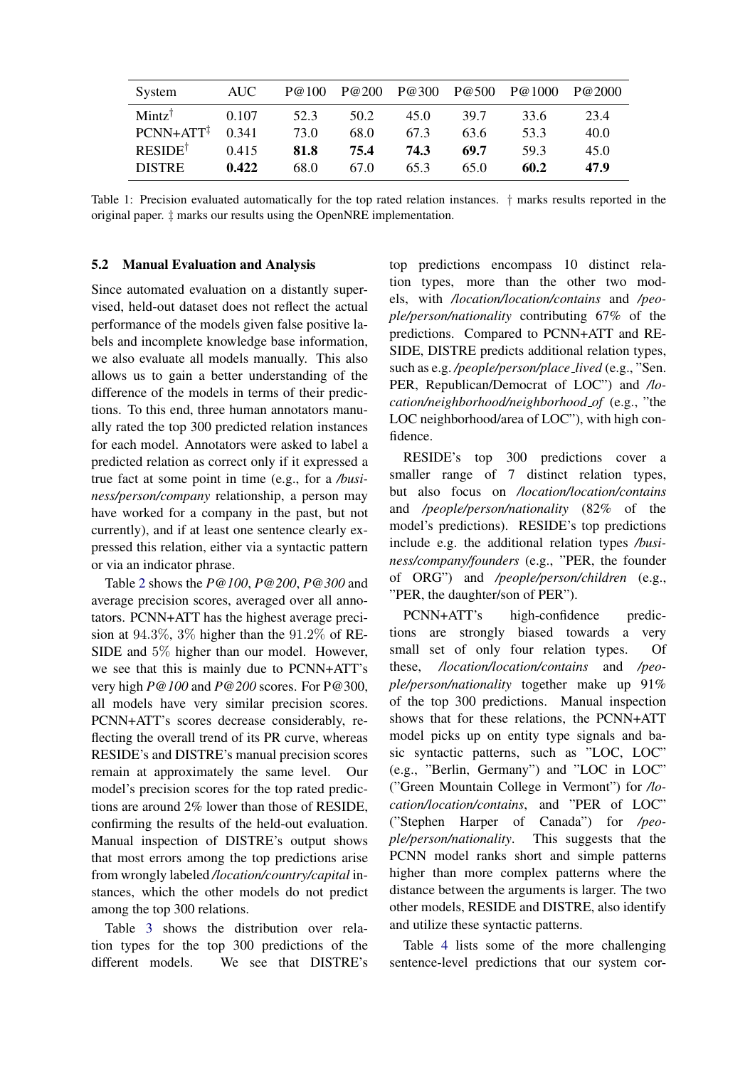| System | AUC | P@100 | P@200 | P@300 | P@500 | P@1000 | P@2000 |
|---|---|---|---|---|---|---|---|
| Mintz† | 0.107 | 52.3 | 50.2 | 45.0 | 39.7 | 33.6 | 23.4 |
| PCNN+ATT‡ | 0.341 | 73.0 | 68.0 | 67.3 | 63.6 | 53.3 | 40.0 |
| RESIDE† | 0.415 | **81.8** | **75.4** | **74.3** | **69.7** | 59.3 | 45.0 |
| DISTRE | **0.422** | 68.0 | 67.0 | 65.3 | 65.0 | **60.2** | **47.9** |

Table 1: Precision evaluated automatically for the top rated relation instances. † marks results reported in the original paper. ‡ marks our results using the OpenNRE implementation.

### 5.2 Manual Evaluation and Analysis

Since automated evaluation on a distantly supervised, held-out dataset does not reflect the actual performance of the models given false positive labels and incomplete knowledge base information, we also evaluate all models manually. This also allows us to gain a better understanding of the difference of the models in terms of their predictions. To this end, three human annotators manually rated the top 300 predicted relation instances for each model. Annotators were asked to label a predicted relation as correct only if it expressed a true fact at some point in time (e.g., for a */business/person/company* relationship, a person may have worked for a company in the past, but not currently), and if at least one sentence clearly expressed this relation, either via a syntactic pattern or via an indicator phrase.

Table 2 shows the *P@100*, *P@200*, *P@300* and average precision scores, averaged over all annotators. PCNN+ATT has the highest average precision at 94.3%, 3% higher than the 91.2% of RESIDE and 5% higher than our model. However, we see that this is mainly due to PCNN+ATT's very high *P@100* and *P@200* scores. For P@300, all models have very similar precision scores. PCNN+ATT's scores decrease considerably, reflecting the overall trend of its PR curve, whereas RESIDE's and DISTRE's manual precision scores remain at approximately the same level. Our model's precision scores for the top rated predictions are around 2% lower than those of RESIDE, confirming the results of the held-out evaluation. Manual inspection of DISTRE's output shows that most errors among the top predictions arise from wrongly labeled */location/country/capital* instances, which the other models do not predict among the top 300 relations.

Table 3 shows the distribution over relation types for the top 300 predictions of the different models. We see that DISTRE's top predictions encompass 10 distinct relation types, more than the other two models, with */location/location/contains* and */people/person/nationality* contributing 67% of the predictions. Compared to PCNN+ATT and RESIDE, DISTRE predicts additional relation types, such as e.g. */people/person/place_lived* (e.g., "Sen. PER, Republican/Democrat of LOC") and */location/neighborhood/neighborhood_of* (e.g., "the LOC neighborhood/area of LOC"), with high confidence.

RESIDE's top 300 predictions cover a smaller range of 7 distinct relation types, but also focus on */location/location/contains* and */people/person/nationality* (82% of the model's predictions). RESIDE's top predictions include e.g. the additional relation types */business/company/founders* (e.g., "PER, the founder of ORG") and */people/person/children* (e.g., "PER, the daughter/son of PER").

PCNN+ATT's high-confidence predictions are strongly biased towards a very small set of only four relation types. Of these, */location/location/contains* and */people/person/nationality* together make up 91% of the top 300 predictions. Manual inspection shows that for these relations, the PCNN+ATT model picks up on entity type signals and basic syntactic patterns, such as "LOC, LOC" (e.g., "Berlin, Germany") and "LOC in LOC" ("Green Mountain College in Vermont") for */location/location/contains*, and "PER of LOC" ("Stephen Harper of Canada") for */people/person/nationality*. This suggests that the PCNN model ranks short and simple patterns higher than more complex patterns where the distance between the arguments is larger. The two other models, RESIDE and DISTRE, also identify and utilize these syntactic patterns.

Table 4 lists some of the more challenging sentence-level predictions that our system cor-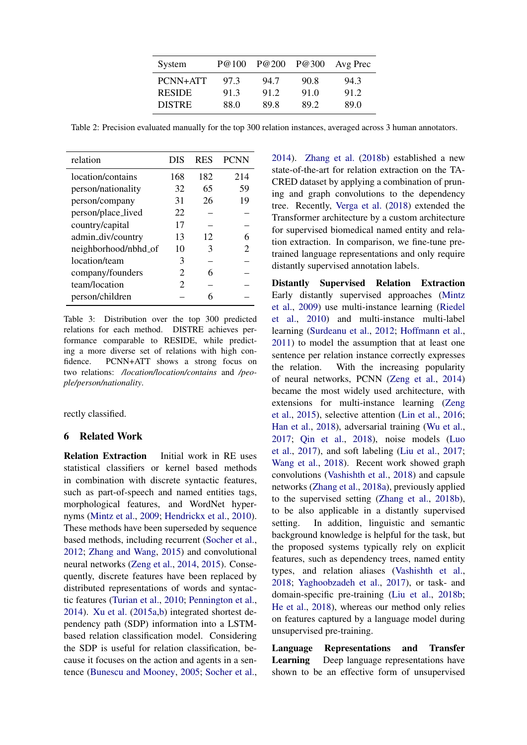| System | P@100 | P@200 | P@300 | Avg Prec |
| --- | --- | --- | --- | --- |
| PCNN+ATT | 97.3 | 94.7 | 90.8 | 94.3 |
| RESIDE | 91.3 | 91.2 | 91.0 | 91.2 |
| DISTRE | 88.0 | 89.8 | 89.2 | 89.0 |

Table 2: Precision evaluated manually for the top 300 relation instances, averaged across 3 human annotators.

| relation | DIS | RES | PCNN |
| --- | --- | --- | --- |
| location/contains | 168 | 182 | 214 |
| person/nationality | 32 | 65 | 59 |
| person/company | 31 | 26 | 19 |
| person/place_lived | 22 | – | – |
| country/capital | 17 | – | – |
| admin_div/country | 13 | 12 | 6 |
| neighborhood/nbhd_of | 10 | 3 | 2 |
| location/team | 3 | – | – |
| company/founders | 2 | 6 | – |
| team/location | 2 | – | – |
| person/children | – | 6 | – |

Table 3: Distribution over the top 300 predicted relations for each method. DISTRE achieves performance comparable to RESIDE, while predicting a more diverse set of relations with high confidence. PCNN+ATT shows a strong focus on two relations: */location/location/contains* and */people/person/nationality*.

rectly classified.

## 6 Related Work

**Relation Extraction** Initial work in RE uses statistical classifiers or kernel based methods in combination with discrete syntactic features, such as part-of-speech and named entities tags, morphological features, and WordNet hypernyms (Mintz et al., 2009; Hendrickx et al., 2010). These methods have been superseded by sequence based methods, including recurrent (Socher et al., 2012; Zhang and Wang, 2015) and convolutional neural networks (Zeng et al., 2014, 2015). Consequently, discrete features have been replaced by distributed representations of words and syntactic features (Turian et al., 2010; Pennington et al., 2014). Xu et al. (2015a,b) integrated shortest dependency path (SDP) information into a LSTM-based relation classification model. Considering the SDP is useful for relation classification, because it focuses on the action and agents in a sentence (Bunescu and Mooney, 2005; Socher et al., 2014). Zhang et al. (2018b) established a new state-of-the-art for relation extraction on the TACRED dataset by applying a combination of pruning and graph convolutions to the dependency tree. Recently, Verga et al. (2018) extended the Transformer architecture by a custom architecture for supervised biomedical named entity and relation extraction. In comparison, we fine-tune pre-trained language representations and only require distantly supervised annotation labels.

**Distantly Supervised Relation Extraction** Early distantly supervised approaches (Mintz et al., 2009) use multi-instance learning (Riedel et al., 2010) and multi-instance multi-label learning (Surdeanu et al., 2012; Hoffmann et al., 2011) to model the assumption that at least one sentence per relation instance correctly expresses the relation. With the increasing popularity of neural networks, PCNN (Zeng et al., 2014) became the most widely used architecture, with extensions for multi-instance learning (Zeng et al., 2015), selective attention (Lin et al., 2016; Han et al., 2018), adversarial training (Wu et al., 2017; Qin et al., 2018), noise models (Luo et al., 2017), and soft labeling (Liu et al., 2017; Wang et al., 2018). Recent work showed graph convolutions (Vashishth et al., 2018) and capsule networks (Zhang et al., 2018a), previously applied to the supervised setting (Zhang et al., 2018b), to be also applicable in a distantly supervised setting. In addition, linguistic and semantic background knowledge is helpful for the task, but the proposed systems typically rely on explicit features, such as dependency trees, named entity types, and relation aliases (Vashishth et al., 2018; Yaghoobzadeh et al., 2017), or task- and domain-specific pre-training (Liu et al., 2018b; He et al., 2018), whereas our method only relies on features captured by a language model during unsupervised pre-training.

**Language Representations and Transfer Learning** Deep language representations have shown to be an effective form of unsupervised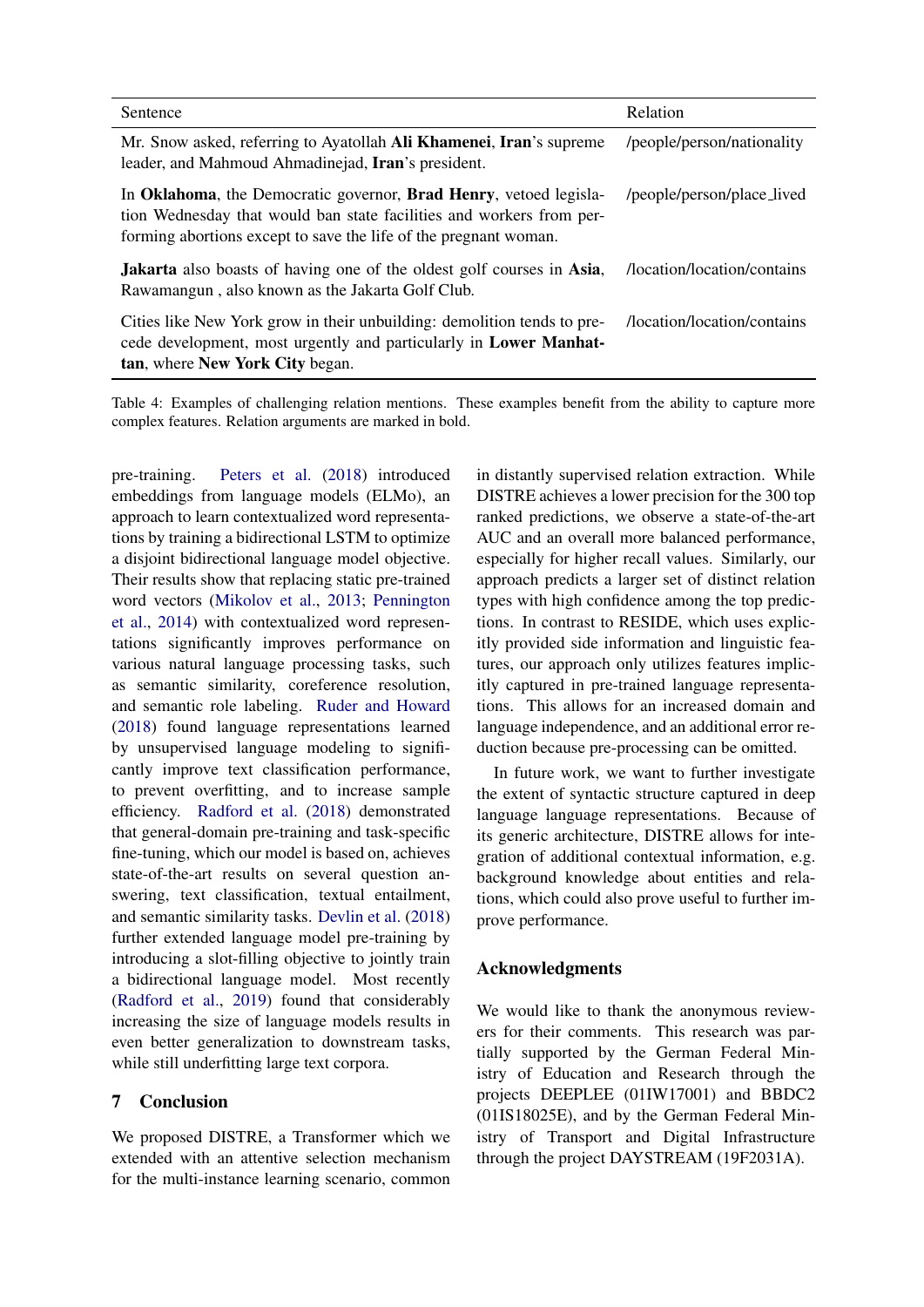| Sentence | Relation |
|---|---|
| Mr. Snow asked, referring to Ayatollah **Ali Khamenei**, **Iran**'s supreme leader, and Mahmoud Ahmadinejad, **Iran**'s president. | /people/person/nationality |
| In **Oklahoma**, the Democratic governor, **Brad Henry**, vetoed legislation Wednesday that would ban state facilities and workers from performing abortions except to save the life of the pregnant woman. | /people/person/place_lived |
| **Jakarta** also boasts of having one of the oldest golf courses in **Asia**, Rawamangun , also known as the Jakarta Golf Club. | /location/location/contains |
| Cities like New York grow in their unbuilding: demolition tends to precede development, most urgently and particularly in **Lower Manhattan**, where **New York City** began. | /location/location/contains |

Table 4: Examples of challenging relation mentions. These examples benefit from the ability to capture more complex features. Relation arguments are marked in bold.

pre-training. Peters et al. (2018) introduced embeddings from language models (ELMo), an approach to learn contextualized word representations by training a bidirectional LSTM to optimize a disjoint bidirectional language model objective. Their results show that replacing static pre-trained word vectors (Mikolov et al., 2013; Pennington et al., 2014) with contextualized word representations significantly improves performance on various natural language processing tasks, such as semantic similarity, coreference resolution, and semantic role labeling. Ruder and Howard (2018) found language representations learned by unsupervised language modeling to significantly improve text classification performance, to prevent overfitting, and to increase sample efficiency. Radford et al. (2018) demonstrated that general-domain pre-training and task-specific fine-tuning, which our model is based on, achieves state-of-the-art results on several question answering, text classification, textual entailment, and semantic similarity tasks. Devlin et al. (2018) further extended language model pre-training by introducing a slot-filling objective to jointly train a bidirectional language model. Most recently (Radford et al., 2019) found that considerably increasing the size of language models results in even better generalization to downstream tasks, while still underfitting large text corpora.

## 7 Conclusion

We proposed DISTRE, a Transformer which we extended with an attentive selection mechanism for the multi-instance learning scenario, common in distantly supervised relation extraction. While DISTRE achieves a lower precision for the 300 top ranked predictions, we observe a state-of-the-art AUC and an overall more balanced performance, especially for higher recall values. Similarly, our approach predicts a larger set of distinct relation types with high confidence among the top predictions. In contrast to RESIDE, which uses explicitly provided side information and linguistic features, our approach only utilizes features implicitly captured in pre-trained language representations. This allows for an increased domain and language independence, and an additional error reduction because pre-processing can be omitted.

In future work, we want to further investigate the extent of syntactic structure captured in deep language language representations. Because of its generic architecture, DISTRE allows for integration of additional contextual information, e.g. background knowledge about entities and relations, which could also prove useful to further improve performance.

## Acknowledgments

We would like to thank the anonymous reviewers for their comments. This research was partially supported by the German Federal Ministry of Education and Research through the projects DEEPLEE (01IW17001) and BBDC2 (01IS18025E), and by the German Federal Ministry of Transport and Digital Infrastructure through the project DAYSTREAM (19F2031A).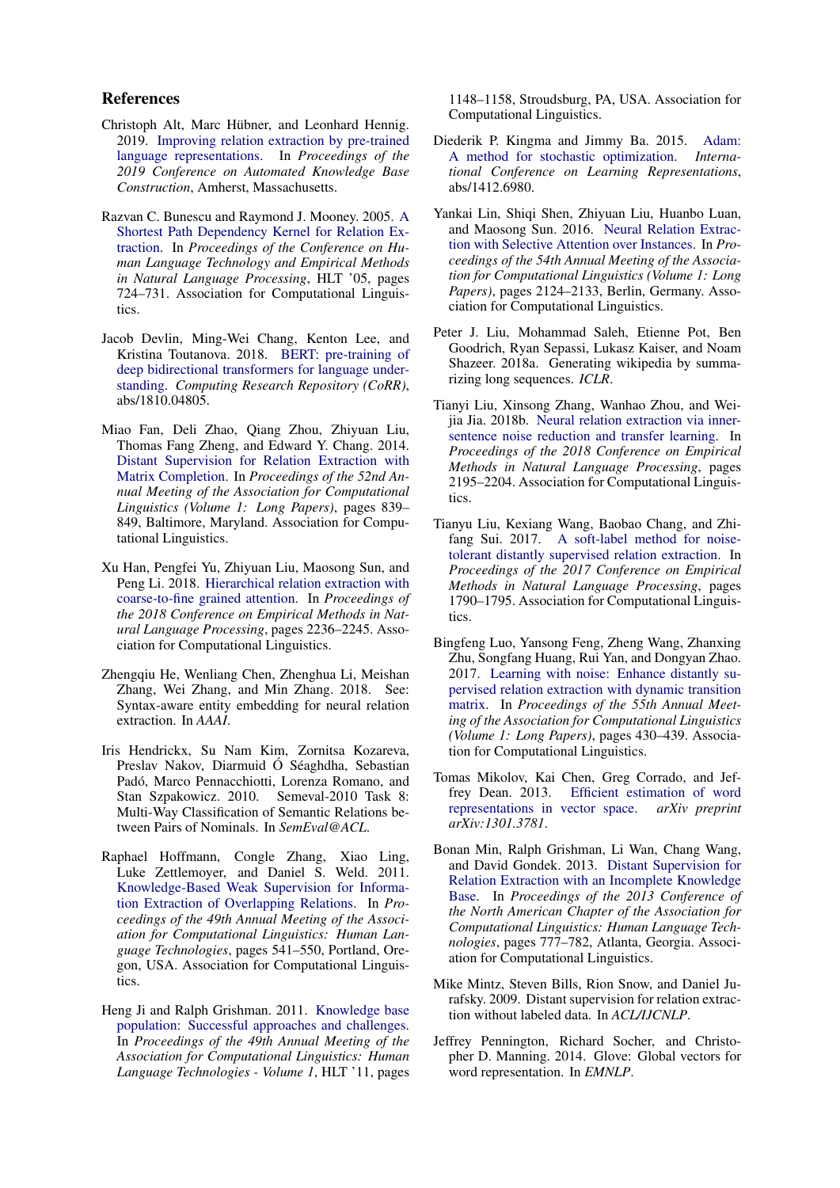## References

Christoph Alt, Marc Hübner, and Leonhard Hennig. 2019. Improving relation extraction by pre-trained language representations. In *Proceedings of the 2019 Conference on Automated Knowledge Base Construction*, Amherst, Massachusetts.

Razvan C. Bunescu and Raymond J. Mooney. 2005. A Shortest Path Dependency Kernel for Relation Extraction. In *Proceedings of the Conference on Human Language Technology and Empirical Methods in Natural Language Processing*, HLT '05, pages 724–731. Association for Computational Linguistics.

Jacob Devlin, Ming-Wei Chang, Kenton Lee, and Kristina Toutanova. 2018. BERT: pre-training of deep bidirectional transformers for language understanding. *Computing Research Repository (CoRR)*, abs/1810.04805.

Miao Fan, Deli Zhao, Qiang Zhou, Zhiyuan Liu, Thomas Fang Zheng, and Edward Y. Chang. 2014. Distant Supervision for Relation Extraction with Matrix Completion. In *Proceedings of the 52nd Annual Meeting of the Association for Computational Linguistics (Volume 1: Long Papers)*, pages 839–849, Baltimore, Maryland. Association for Computational Linguistics.

Xu Han, Pengfei Yu, Zhiyuan Liu, Maosong Sun, and Peng Li. 2018. Hierarchical relation extraction with coarse-to-fine grained attention. In *Proceedings of the 2018 Conference on Empirical Methods in Natural Language Processing*, pages 2236–2245. Association for Computational Linguistics.

Zhengqiu He, Wenliang Chen, Zhenghua Li, Meishan Zhang, Wei Zhang, and Min Zhang. 2018. See: Syntax-aware entity embedding for neural relation extraction. In *AAAI*.

Iris Hendrickx, Su Nam Kim, Zornitsa Kozareva, Preslav Nakov, Diarmuid Ó Séaghdha, Sebastian Padó, Marco Pennacchiotti, Lorenza Romano, and Stan Szpakowicz. 2010. Semeval-2010 Task 8: Multi-Way Classification of Semantic Relations between Pairs of Nominals. In *SemEval@ACL*.

Raphael Hoffmann, Congle Zhang, Xiao Ling, Luke Zettlemoyer, and Daniel S. Weld. 2011. Knowledge-Based Weak Supervision for Information Extraction of Overlapping Relations. In *Proceedings of the 49th Annual Meeting of the Association for Computational Linguistics: Human Language Technologies*, pages 541–550, Portland, Oregon, USA. Association for Computational Linguistics.

Heng Ji and Ralph Grishman. 2011. Knowledge base population: Successful approaches and challenges. In *Proceedings of the 49th Annual Meeting of the Association for Computational Linguistics: Human Language Technologies - Volume 1*, HLT '11, pages 1148–1158, Stroudsburg, PA, USA. Association for Computational Linguistics.

Diederik P. Kingma and Jimmy Ba. 2015. Adam: A method for stochastic optimization. *International Conference on Learning Representations*, abs/1412.6980.

Yankai Lin, Shiqi Shen, Zhiyuan Liu, Huanbo Luan, and Maosong Sun. 2016. Neural Relation Extraction with Selective Attention over Instances. In *Proceedings of the 54th Annual Meeting of the Association for Computational Linguistics (Volume 1: Long Papers)*, pages 2124–2133, Berlin, Germany. Association for Computational Linguistics.

Peter J. Liu, Mohammad Saleh, Etienne Pot, Ben Goodrich, Ryan Sepassi, Lukasz Kaiser, and Noam Shazeer. 2018a. Generating wikipedia by summarizing long sequences. *ICLR*.

Tianyi Liu, Xinsong Zhang, Wanhao Zhou, and Weijia Jia. 2018b. Neural relation extraction via inner-sentence noise reduction and transfer learning. In *Proceedings of the 2018 Conference on Empirical Methods in Natural Language Processing*, pages 2195–2204. Association for Computational Linguistics.

Tianyu Liu, Kexiang Wang, Baobao Chang, and Zhifang Sui. 2017. A soft-label method for noise-tolerant distantly supervised relation extraction. In *Proceedings of the 2017 Conference on Empirical Methods in Natural Language Processing*, pages 1790–1795. Association for Computational Linguistics.

Bingfeng Luo, Yansong Feng, Zheng Wang, Zhanxing Zhu, Songfang Huang, Rui Yan, and Dongyan Zhao. 2017. Learning with noise: Enhance distantly supervised relation extraction with dynamic transition matrix. In *Proceedings of the 55th Annual Meeting of the Association for Computational Linguistics (Volume 1: Long Papers)*, pages 430–439. Association for Computational Linguistics.

Tomas Mikolov, Kai Chen, Greg Corrado, and Jeffrey Dean. 2013. Efficient estimation of word representations in vector space. *arXiv preprint arXiv:1301.3781*.

Bonan Min, Ralph Grishman, Li Wan, Chang Wang, and David Gondek. 2013. Distant Supervision for Relation Extraction with an Incomplete Knowledge Base. In *Proceedings of the 2013 Conference of the North American Chapter of the Association for Computational Linguistics: Human Language Technologies*, pages 777–782, Atlanta, Georgia. Association for Computational Linguistics.

Mike Mintz, Steven Bills, Rion Snow, and Daniel Jurafsky. 2009. Distant supervision for relation extraction without labeled data. In *ACL/IJCNLP*.

Jeffrey Pennington, Richard Socher, and Christopher D. Manning. 2014. Glove: Global vectors for word representation. In *EMNLP*.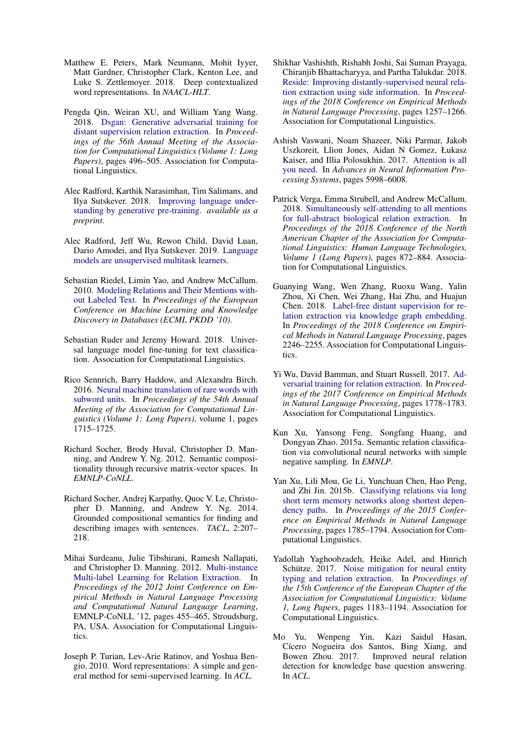Matthew E. Peters, Mark Neumann, Mohit Iyyer, Matt Gardner, Christopher Clark, Kenton Lee, and Luke S. Zettlemoyer. 2018. Deep contextualized word representations. In *NAACL-HLT*.

Pengda Qin, Weiran XU, and William Yang Wang. 2018. Dsgan: Generative adversarial training for distant supervision relation extraction. In *Proceedings of the 56th Annual Meeting of the Association for Computational Linguistics (Volume 1: Long Papers)*, pages 496–505. Association for Computational Linguistics.

Alec Radford, Karthik Narasimhan, Tim Salimans, and Ilya Sutskever. 2018. Improving language understanding by generative pre-training. *available as a preprint*.

Alec Radford, Jeff Wu, Rewon Child, David Luan, Dario Amodei, and Ilya Sutskever. 2019. Language models are unsupervised multitask learners.

Sebastian Riedel, Limin Yao, and Andrew McCallum. 2010. Modeling Relations and Their Mentions without Labeled Text. In *Proceedings of the European Conference on Machine Learning and Knowledge Discovery in Databases (ECML PKDD '10)*.

Sebastian Ruder and Jeremy Howard. 2018. Universal language model fine-tuning for text classification. Association for Computational Linguistics.

Rico Sennrich, Barry Haddow, and Alexandra Birch. 2016. Neural machine translation of rare words with subword units. In *Proceedings of the 54th Annual Meeting of the Association for Computational Linguistics (Volume 1: Long Papers)*, volume 1, pages 1715–1725.

Richard Socher, Brody Huval, Christopher D. Manning, and Andrew Y. Ng. 2012. Semantic compositionality through recursive matrix-vector spaces. In *EMNLP-CoNLL*.

Richard Socher, Andrej Karpathy, Quoc V. Le, Christopher D. Manning, and Andrew Y. Ng. 2014. Grounded compositional semantics for finding and describing images with sentences. *TACL*, 2:207–218.

Mihai Surdeanu, Julie Tibshirani, Ramesh Nallapati, and Christopher D. Manning. 2012. Multi-instance Multi-label Learning for Relation Extraction. In *Proceedings of the 2012 Joint Conference on Empirical Methods in Natural Language Processing and Computational Natural Language Learning*, EMNLP-CoNLL '12, pages 455–465, Stroudsburg, PA, USA. Association for Computational Linguistics.

Joseph P. Turian, Lev-Arie Ratinov, and Yoshua Bengio. 2010. Word representations: A simple and general method for semi-supervised learning. In *ACL*.

Shikhar Vashishth, Rishabh Joshi, Sai Suman Prayaga, Chiranjib Bhattacharyya, and Partha Talukdar. 2018. Reside: Improving distantly-supervised neural relation extraction using side information. In *Proceedings of the 2018 Conference on Empirical Methods in Natural Language Processing*, pages 1257–1266. Association for Computational Linguistics.

Ashish Vaswani, Noam Shazeer, Niki Parmar, Jakob Uszkoreit, Llion Jones, Aidan N Gomez, Łukasz Kaiser, and Illia Polosukhin. 2017. Attention is all you need. In *Advances in Neural Information Processing Systems*, pages 5998–6008.

Patrick Verga, Emma Strubell, and Andrew McCallum. 2018. Simultaneously self-attending to all mentions for full-abstract biological relation extraction. In *Proceedings of the 2018 Conference of the North American Chapter of the Association for Computational Linguistics: Human Language Technologies, Volume 1 (Long Papers)*, pages 872–884. Association for Computational Linguistics.

Guanying Wang, Wen Zhang, Ruoxu Wang, Yalin Zhou, Xi Chen, Wei Zhang, Hai Zhu, and Huajun Chen. 2018. Label-free distant supervision for relation extraction via knowledge graph embedding. In *Proceedings of the 2018 Conference on Empirical Methods in Natural Language Processing*, pages 2246–2255. Association for Computational Linguistics.

Yi Wu, David Bamman, and Stuart Russell. 2017. Adversarial training for relation extraction. In *Proceedings of the 2017 Conference on Empirical Methods in Natural Language Processing*, pages 1778–1783. Association for Computational Linguistics.

Kun Xu, Yansong Feng, Songfang Huang, and Dongyan Zhao. 2015a. Semantic relation classification via convolutional neural networks with simple negative sampling. In *EMNLP*.

Yan Xu, Lili Mou, Ge Li, Yunchuan Chen, Hao Peng, and Zhi Jin. 2015b. Classifying relations via long short term memory networks along shortest dependency paths. In *Proceedings of the 2015 Conference on Empirical Methods in Natural Language Processing*, pages 1785–1794. Association for Computational Linguistics.

Yadollah Yaghoobzadeh, Heike Adel, and Hinrich Schütze. 2017. Noise mitigation for neural entity typing and relation extraction. In *Proceedings of the 15th Conference of the European Chapter of the Association for Computational Linguistics: Volume 1, Long Papers*, pages 1183–1194. Association for Computational Linguistics.

Mo Yu, Wenpeng Yin, Kazi Saidul Hasan, Cícero Nogueira dos Santos, Bing Xiang, and Bowen Zhou. 2017. Improved neural relation detection for knowledge base question answering. In *ACL*.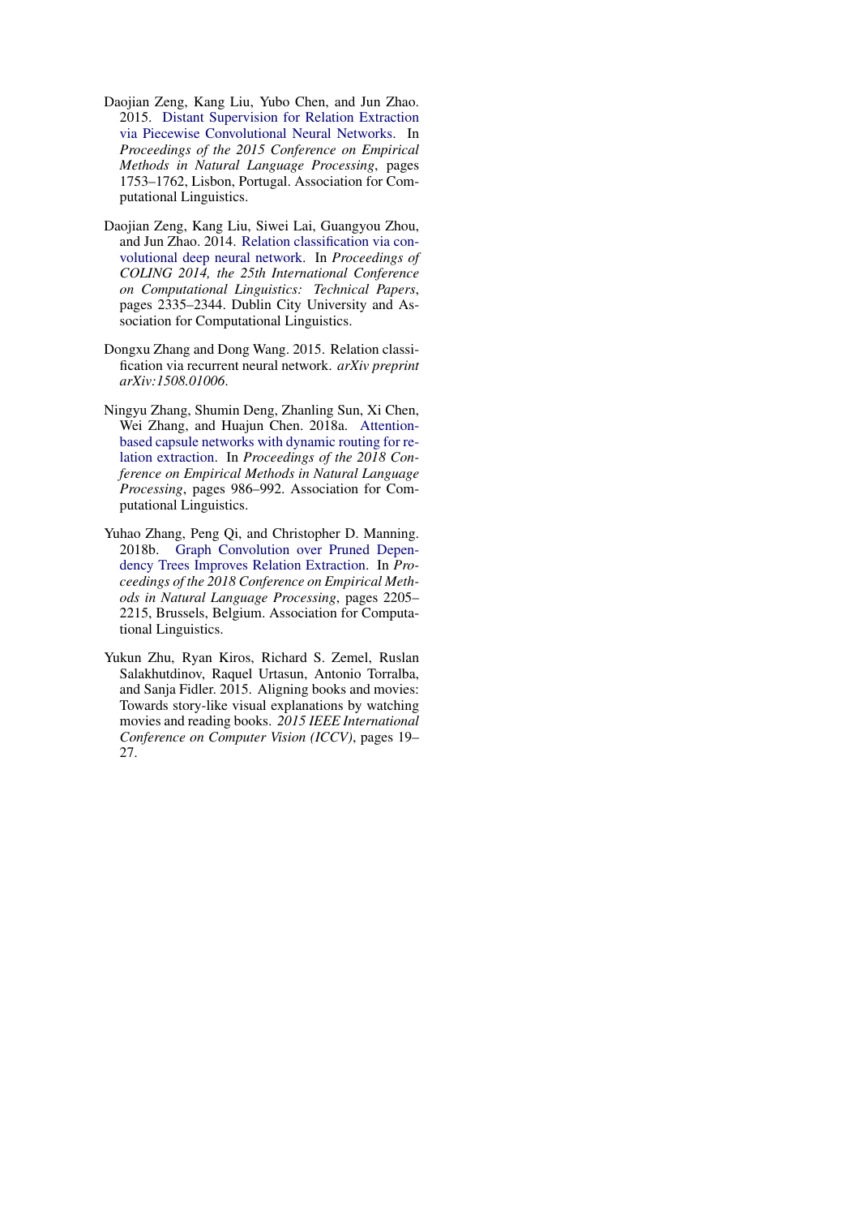Daojian Zeng, Kang Liu, Yubo Chen, and Jun Zhao. 2015. Distant Supervision for Relation Extraction via Piecewise Convolutional Neural Networks. In *Proceedings of the 2015 Conference on Empirical Methods in Natural Language Processing*, pages 1753–1762, Lisbon, Portugal. Association for Computational Linguistics.

Daojian Zeng, Kang Liu, Siwei Lai, Guangyou Zhou, and Jun Zhao. 2014. Relation classification via convolutional deep neural network. In *Proceedings of COLING 2014, the 25th International Conference on Computational Linguistics: Technical Papers*, pages 2335–2344. Dublin City University and Association for Computational Linguistics.

Dongxu Zhang and Dong Wang. 2015. Relation classification via recurrent neural network. *arXiv preprint arXiv:1508.01006*.

Ningyu Zhang, Shumin Deng, Zhanling Sun, Xi Chen, Wei Zhang, and Huajun Chen. 2018a. Attention-based capsule networks with dynamic routing for relation extraction. In *Proceedings of the 2018 Conference on Empirical Methods in Natural Language Processing*, pages 986–992. Association for Computational Linguistics.

Yuhao Zhang, Peng Qi, and Christopher D. Manning. 2018b. Graph Convolution over Pruned Dependency Trees Improves Relation Extraction. In *Proceedings of the 2018 Conference on Empirical Methods in Natural Language Processing*, pages 2205–2215, Brussels, Belgium. Association for Computational Linguistics.

Yukun Zhu, Ryan Kiros, Richard S. Zemel, Ruslan Salakhutdinov, Raquel Urtasun, Antonio Torralba, and Sanja Fidler. 2015. Aligning books and movies: Towards story-like visual explanations by watching movies and reading books. *2015 IEEE International Conference on Computer Vision (ICCV)*, pages 19–27.